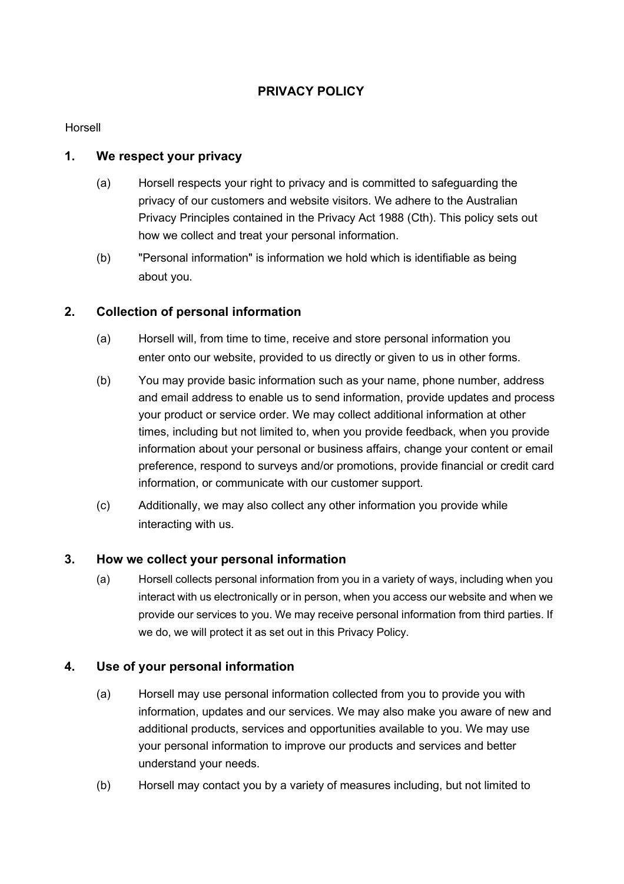# PRIVACY POLICY

Horsell

## 1. We respect your privacy

(a) Horsell respects your right to privacy and is committed to safeguarding the privacy of our customers and website visitors. We adhere to the Australian Privacy Principles contained in the Privacy Act 1988 (Cth). This policy sets out how we collect and treat your personal information.

(b) "Personal information" is information we hold which is identifiable as being about you.

## 2. Collection of personal information

(a) Horsell will, from time to time, receive and store personal information you enter onto our website, provided to us directly or given to us in other forms.

(b) You may provide basic information such as your name, phone number, address and email address to enable us to send information, provide updates and process your product or service order. We may collect additional information at other times, including but not limited to, when you provide feedback, when you provide information about your personal or business affairs, change your content or email preference, respond to surveys and/or promotions, provide financial or credit card information, or communicate with our customer support.

(c) Additionally, we may also collect any other information you provide while interacting with us.

## 3. How we collect your personal information

(a) Horsell collects personal information from you in a variety of ways, including when you interact with us electronically or in person, when you access our website and when we provide our services to you. We may receive personal information from third parties. If we do, we will protect it as set out in this Privacy Policy.

## 4. Use of your personal information

(a) Horsell may use personal information collected from you to provide you with information, updates and our services. We may also make you aware of new and additional products, services and opportunities available to you. We may use your personal information to improve our products and services and better understand your needs.

(b) Horsell may contact you by a variety of measures including, but not limited to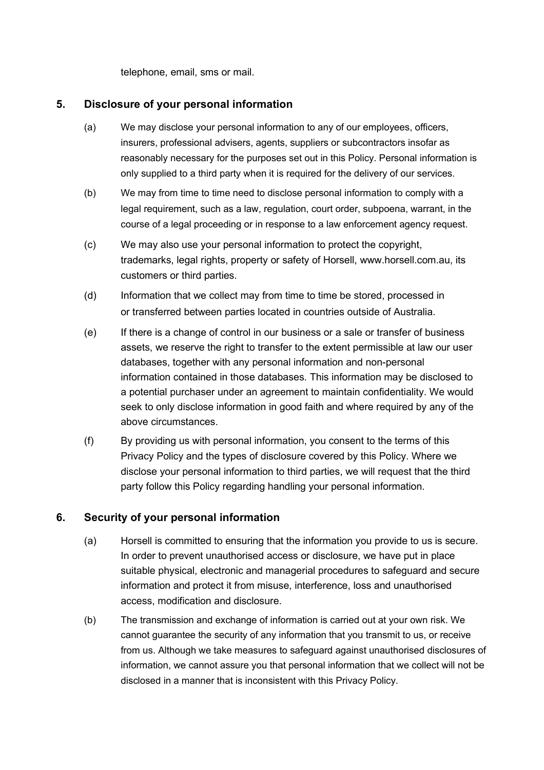telephone, email, sms or mail.

## 5. Disclosure of your personal information

(a) We may disclose your personal information to any of our employees, officers, insurers, professional advisers, agents, suppliers or subcontractors insofar as reasonably necessary for the purposes set out in this Policy. Personal information is only supplied to a third party when it is required for the delivery of our services.

(b) We may from time to time need to disclose personal information to comply with a legal requirement, such as a law, regulation, court order, subpoena, warrant, in the course of a legal proceeding or in response to a law enforcement agency request.

(c) We may also use your personal information to protect the copyright, trademarks, legal rights, property or safety of Horsell, www.horsell.com.au, its customers or third parties.

(d) Information that we collect may from time to time be stored, processed in or transferred between parties located in countries outside of Australia.

(e) If there is a change of control in our business or a sale or transfer of business assets, we reserve the right to transfer to the extent permissible at law our user databases, together with any personal information and non-personal information contained in those databases. This information may be disclosed to a potential purchaser under an agreement to maintain confidentiality. We would seek to only disclose information in good faith and where required by any of the above circumstances.

(f) By providing us with personal information, you consent to the terms of this Privacy Policy and the types of disclosure covered by this Policy. Where we disclose your personal information to third parties, we will request that the third party follow this Policy regarding handling your personal information.

## 6. Security of your personal information

(a) Horsell is committed to ensuring that the information you provide to us is secure. In order to prevent unauthorised access or disclosure, we have put in place suitable physical, electronic and managerial procedures to safeguard and secure information and protect it from misuse, interference, loss and unauthorised access, modification and disclosure.

(b) The transmission and exchange of information is carried out at your own risk. We cannot guarantee the security of any information that you transmit to us, or receive from us. Although we take measures to safeguard against unauthorised disclosures of information, we cannot assure you that personal information that we collect will not be disclosed in a manner that is inconsistent with this Privacy Policy.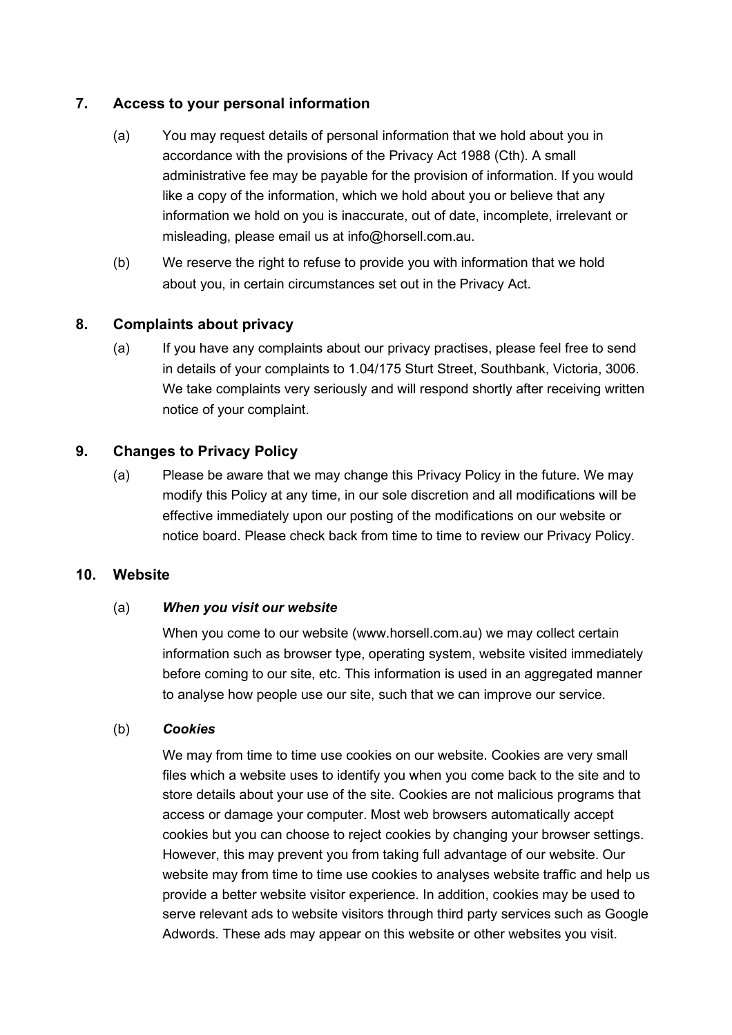## 7. Access to your personal information

(a) You may request details of personal information that we hold about you in accordance with the provisions of the Privacy Act 1988 (Cth). A small administrative fee may be payable for the provision of information. If you would like a copy of the information, which we hold about you or believe that any information we hold on you is inaccurate, out of date, incomplete, irrelevant or misleading, please email us at info@horsell.com.au.

(b) We reserve the right to refuse to provide you with information that we hold about you, in certain circumstances set out in the Privacy Act.

## 8. Complaints about privacy

(a) If you have any complaints about our privacy practises, please feel free to send in details of your complaints to 1.04/175 Sturt Street, Southbank, Victoria, 3006. We take complaints very seriously and will respond shortly after receiving written notice of your complaint.

## 9. Changes to Privacy Policy

(a) Please be aware that we may change this Privacy Policy in the future. We may modify this Policy at any time, in our sole discretion and all modifications will be effective immediately upon our posting of the modifications on our website or notice board. Please check back from time to time to review our Privacy Policy.

## 10. Website

(a) ***When you visit our website***

When you come to our website (www.horsell.com.au) we may collect certain information such as browser type, operating system, website visited immediately before coming to our site, etc. This information is used in an aggregated manner to analyse how people use our site, such that we can improve our service.

(b) ***Cookies***

We may from time to time use cookies on our website. Cookies are very small files which a website uses to identify you when you come back to the site and to store details about your use of the site. Cookies are not malicious programs that access or damage your computer. Most web browsers automatically accept cookies but you can choose to reject cookies by changing your browser settings. However, this may prevent you from taking full advantage of our website. Our website may from time to time use cookies to analyses website traffic and help us provide a better website visitor experience. In addition, cookies may be used to serve relevant ads to website visitors through third party services such as Google Adwords. These ads may appear on this website or other websites you visit.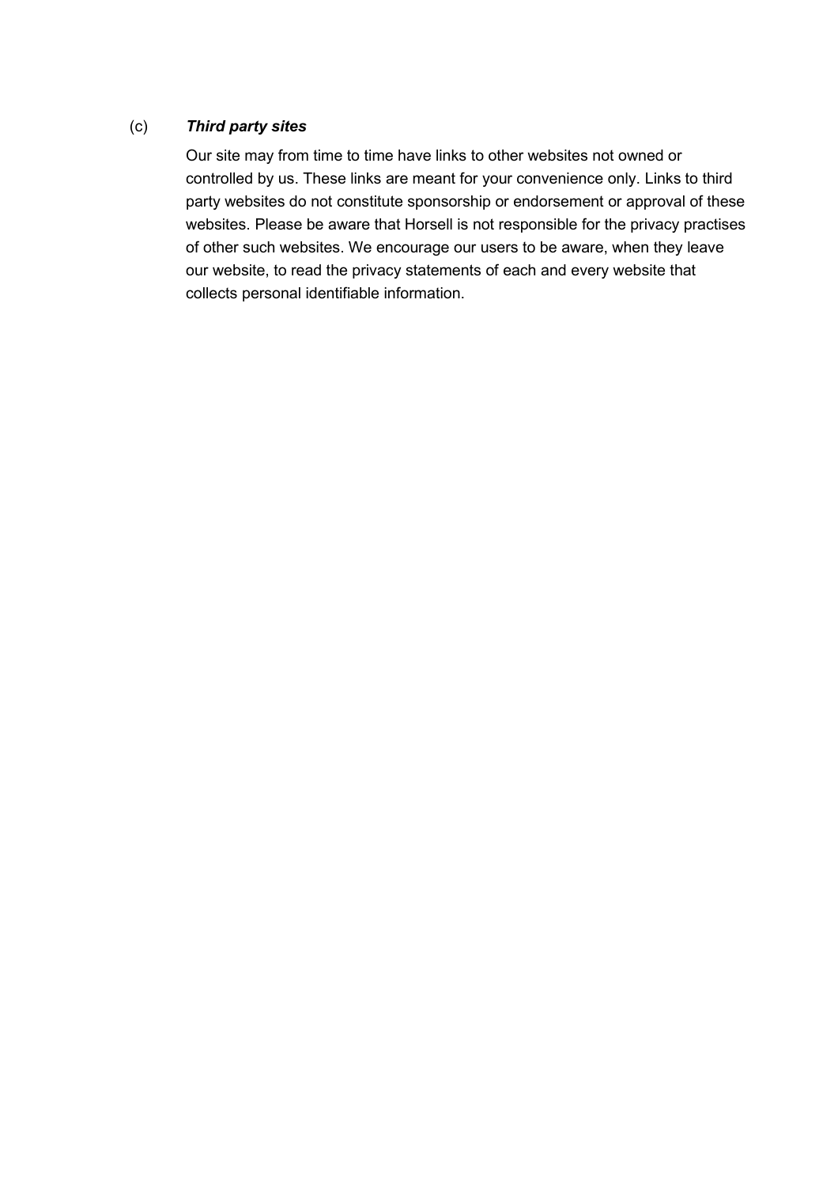(c) ***Third party sites***

Our site may from time to time have links to other websites not owned or controlled by us. These links are meant for your convenience only. Links to third party websites do not constitute sponsorship or endorsement or approval of these websites. Please be aware that Horsell is not responsible for the privacy practises of other such websites. We encourage our users to be aware, when they leave our website, to read the privacy statements of each and every website that collects personal identifiable information.